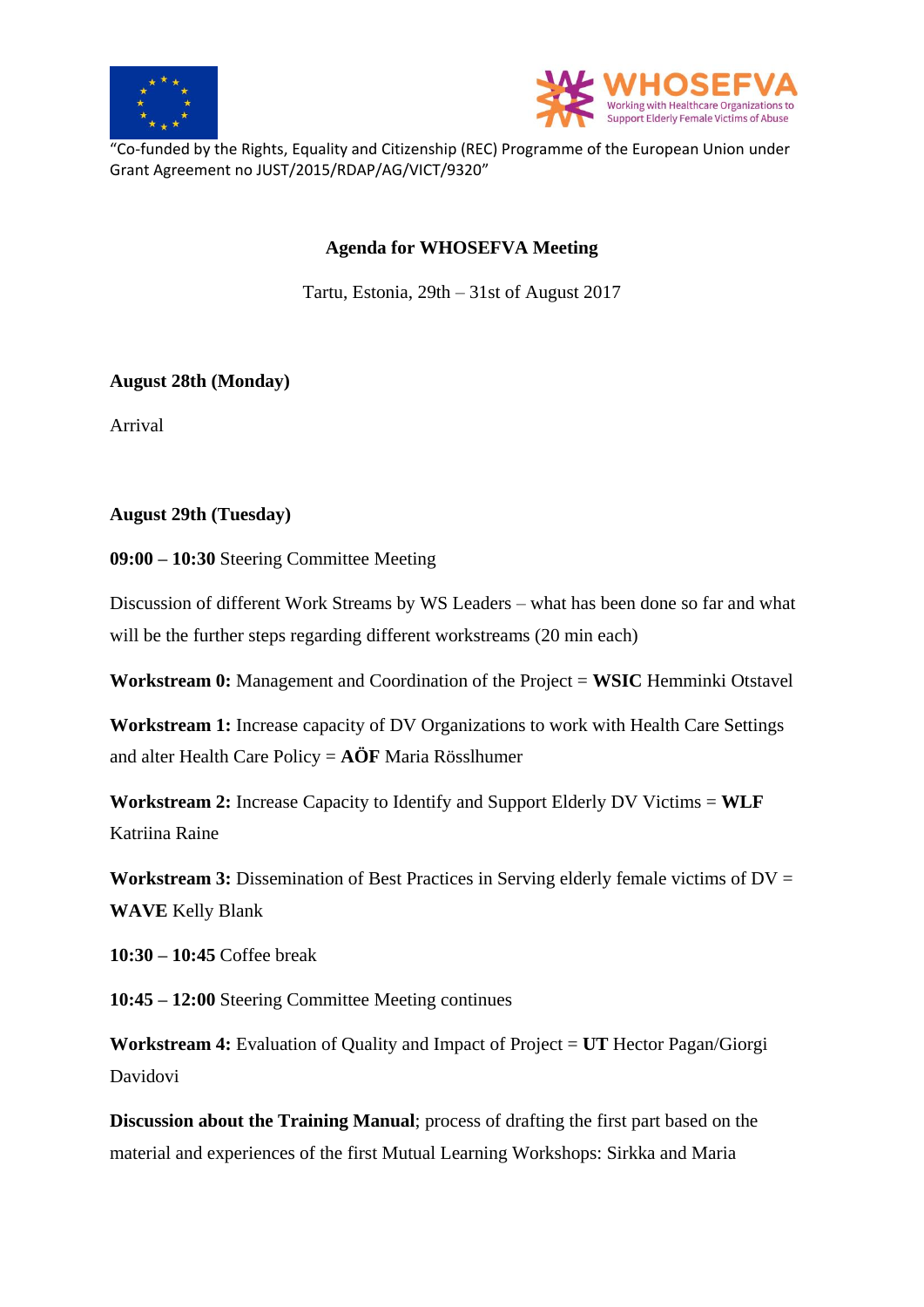"Co-funded by the Rights, Equality and Citizenship (REC) Programme of the European Union under Grant Agreement no JUST/2015/RDAP/AG/VICT/9320"

# Agenda for WHOSEFVA Meeting

Tartu, Estonia, 29th – 31st of August 2017

**August 28th (Monday)**

Arrival

**August 29th (Tuesday)**

**09:00 – 10:30** Steering Committee Meeting

Discussion of different Work Streams by WS Leaders – what has been done so far and what will be the further steps regarding different workstreams (20 min each)

**Workstream 0:** Management and Coordination of the Project = **WSIC** Hemminki Otstavel

**Workstream 1:** Increase capacity of DV Organizations to work with Health Care Settings and alter Health Care Policy = **AÖF** Maria Rösslhumer

**Workstream 2:** Increase Capacity to Identify and Support Elderly DV Victims = **WLF** Katriina Raine

**Workstream 3:** Dissemination of Best Practices in Serving elderly female victims of DV = **WAVE** Kelly Blank

**10:30 – 10:45** Coffee break

**10:45 – 12:00** Steering Committee Meeting continues

**Workstream 4:** Evaluation of Quality and Impact of Project = **UT** Hector Pagan/Giorgi Davidovi

**Discussion about the Training Manual**; process of drafting the first part based on the material and experiences of the first Mutual Learning Workshops: Sirkka and Maria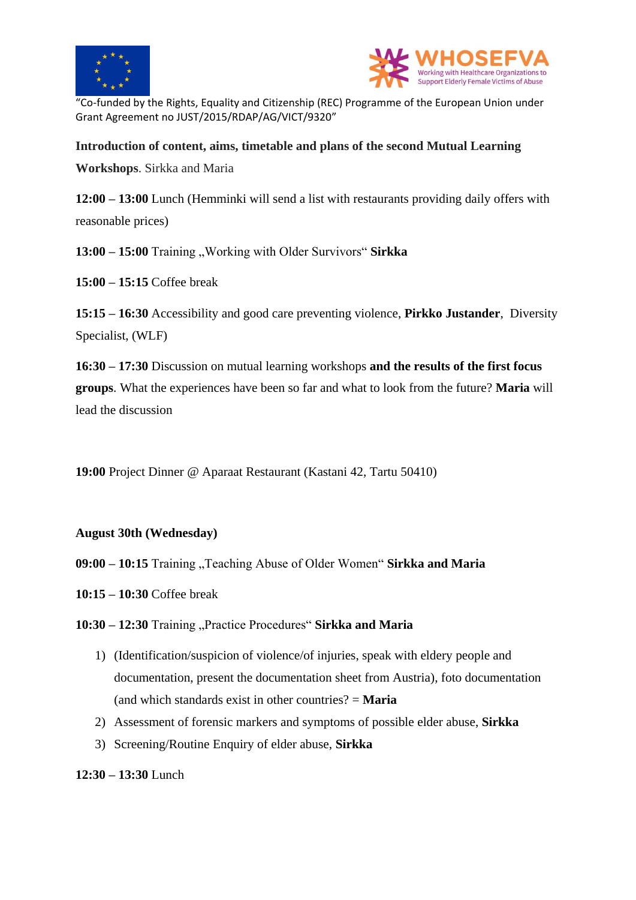“Co-funded by the Rights, Equality and Citizenship (REC) Programme of the European Union under Grant Agreement no JUST/2015/RDAP/AG/VICT/9320”

**Introduction of content, aims, timetable and plans of the second Mutual Learning Workshops**. Sirkka and Maria

**12:00 – 13:00** Lunch (Hemminki will send a list with restaurants providing daily offers with reasonable prices)

**13:00 – 15:00** Training „Working with Older Survivors“ **Sirkka**

**15:00 – 15:15** Coffee break

**15:15 – 16:30** Accessibility and good care preventing violence, **Pirkko Justander**, Diversity Specialist, (WLF)

**16:30 – 17:30** Discussion on mutual learning workshops **and the results of the first focus groups**. What the experiences have been so far and what to look from the future? **Maria** will lead the discussion

**19:00** Project Dinner @ Aparaat Restaurant (Kastani 42, Tartu 50410)

**August 30th (Wednesday)**

**09:00 – 10:15** Training „Teaching Abuse of Older Women“ **Sirkka and Maria**

**10:15 – 10:30** Coffee break

**10:30 – 12:30** Training „Practice Procedures“ **Sirkka and Maria**

1) (Identification/suspicion of violence/of injuries, speak with eldery people and documentation, present the documentation sheet from Austria), foto documentation (and which standards exist in other countries? = **Maria**
2) Assessment of forensic markers and symptoms of possible elder abuse, **Sirkka**
3) Screening/Routine Enquiry of elder abuse, **Sirkka**

**12:30 – 13:30** Lunch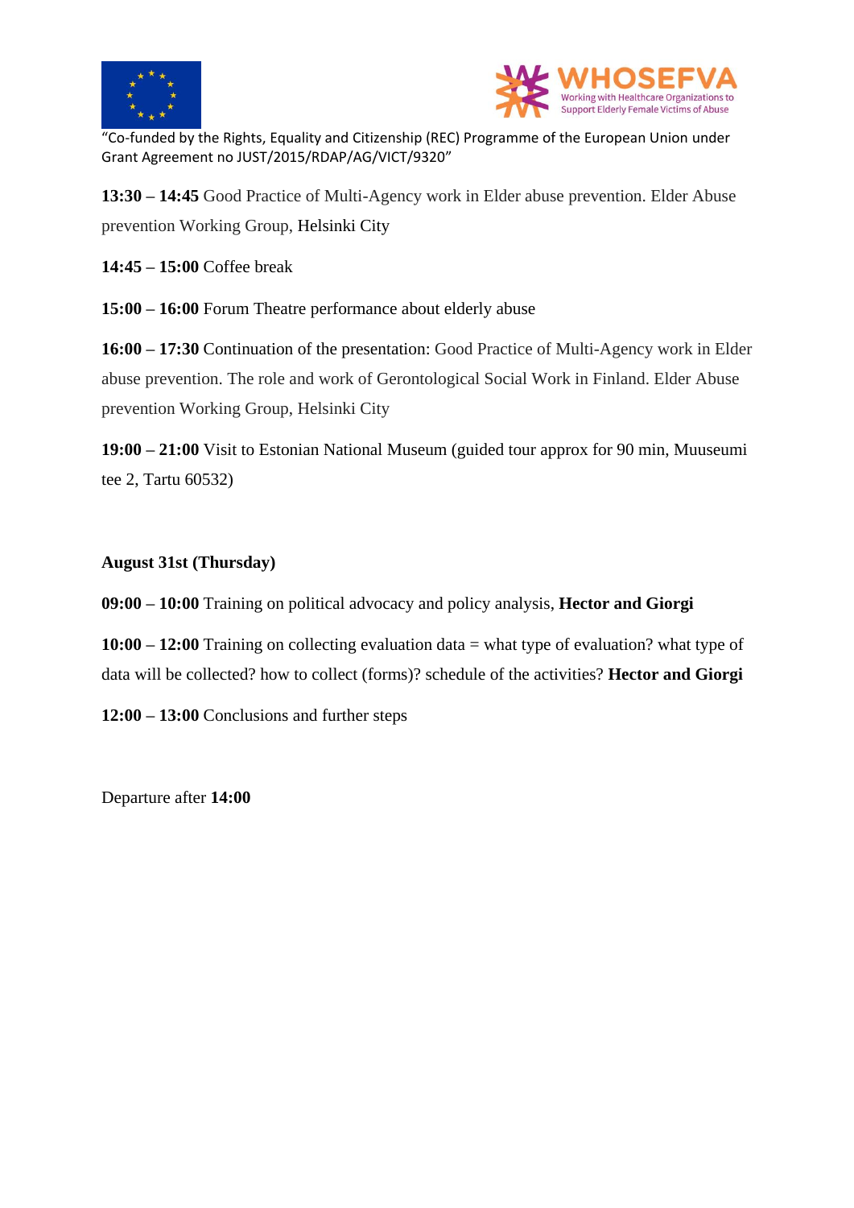"Co-funded by the Rights, Equality and Citizenship (REC) Programme of the European Union under Grant Agreement no JUST/2015/RDAP/AG/VICT/9320"

**13:30 – 14:45** Good Practice of Multi-Agency work in Elder abuse prevention. Elder Abuse prevention Working Group, Helsinki City

**14:45 – 15:00** Coffee break

**15:00 – 16:00** Forum Theatre performance about elderly abuse

**16:00 – 17:30** Continuation of the presentation: Good Practice of Multi-Agency work in Elder abuse prevention. The role and work of Gerontological Social Work in Finland. Elder Abuse prevention Working Group, Helsinki City

**19:00 – 21:00** Visit to Estonian National Museum (guided tour approx for 90 min, Muuseumi tee 2, Tartu 60532)

**August 31st (Thursday)**

**09:00 – 10:00** Training on political advocacy and policy analysis, **Hector and Giorgi**

**10:00 – 12:00** Training on collecting evaluation data = what type of evaluation? what type of data will be collected? how to collect (forms)? schedule of the activities? **Hector and Giorgi**

**12:00 – 13:00** Conclusions and further steps

Departure after **14:00**